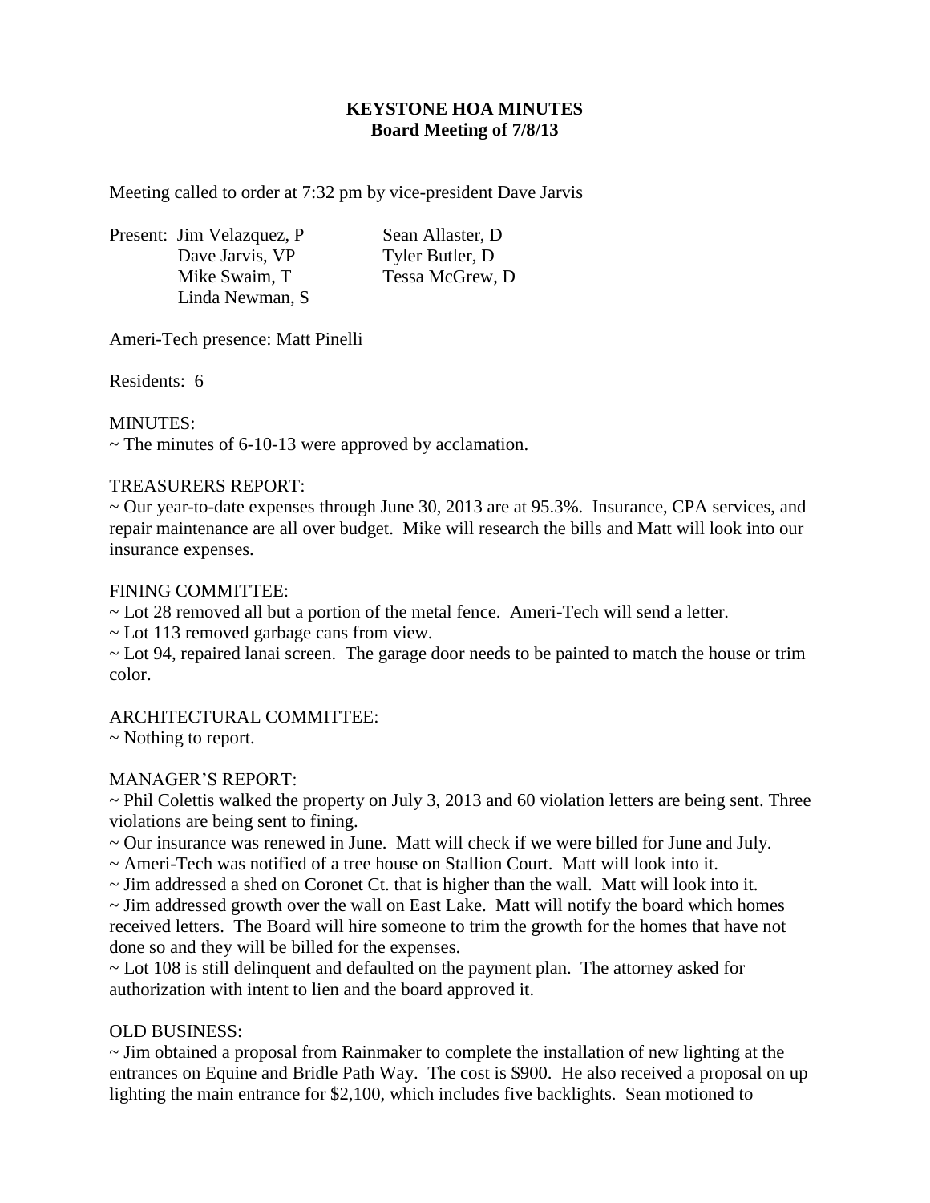**KEYSTONE HOA MINUTES**
**Board Meeting of 7/8/13**

Meeting called to order at 7:32 pm by vice-president Dave Jarvis

Present: Jim Velazquez, P
Dave Jarvis, VP
Mike Swaim, T
Linda Newman, S
Sean Allaster, D
Tyler Butler, D
Tessa McGrew, D

Ameri-Tech presence: Matt Pinelli

Residents: 6

MINUTES:
~ The minutes of 6-10-13 were approved by acclamation.

TREASURERS REPORT:
~ Our year-to-date expenses through June 30, 2013 are at 95.3%. Insurance, CPA services, and repair maintenance are all over budget. Mike will research the bills and Matt will look into our insurance expenses.

FINING COMMITTEE:
~ Lot 28 removed all but a portion of the metal fence. Ameri-Tech will send a letter.
~ Lot 113 removed garbage cans from view.
~ Lot 94, repaired lanai screen. The garage door needs to be painted to match the house or trim color.

ARCHITECTURAL COMMITTEE:
~ Nothing to report.

MANAGER'S REPORT:
~ Phil Colettis walked the property on July 3, 2013 and 60 violation letters are being sent. Three violations are being sent to fining.
~ Our insurance was renewed in June. Matt will check if we were billed for June and July.
~ Ameri-Tech was notified of a tree house on Stallion Court. Matt will look into it.
~ Jim addressed a shed on Coronet Ct. that is higher than the wall. Matt will look into it.
~ Jim addressed growth over the wall on East Lake. Matt will notify the board which homes received letters. The Board will hire someone to trim the growth for the homes that have not done so and they will be billed for the expenses.
~ Lot 108 is still delinquent and defaulted on the payment plan. The attorney asked for authorization with intent to lien and the board approved it.

OLD BUSINESS:
~ Jim obtained a proposal from Rainmaker to complete the installation of new lighting at the entrances on Equine and Bridle Path Way. The cost is $900. He also received a proposal on up lighting the main entrance for $2,100, which includes five backlights. Sean motioned to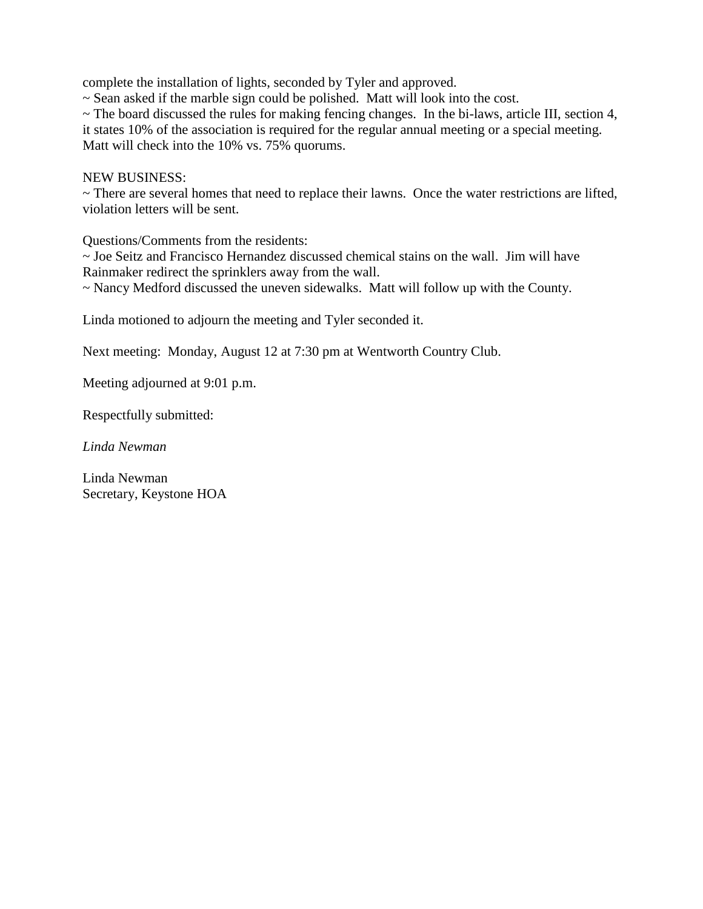complete the installation of lights, seconded by Tyler and approved.
~ Sean asked if the marble sign could be polished. Matt will look into the cost.
~ The board discussed the rules for making fencing changes. In the bi-laws, article III, section 4, it states 10% of the association is required for the regular annual meeting or a special meeting. Matt will check into the 10% vs. 75% quorums.

NEW BUSINESS:
~ There are several homes that need to replace their lawns. Once the water restrictions are lifted, violation letters will be sent.

Questions/Comments from the residents:
~ Joe Seitz and Francisco Hernandez discussed chemical stains on the wall. Jim will have Rainmaker redirect the sprinklers away from the wall.
~ Nancy Medford discussed the uneven sidewalks. Matt will follow up with the County.

Linda motioned to adjourn the meeting and Tyler seconded it.

Next meeting: Monday, August 12 at 7:30 pm at Wentworth Country Club.

Meeting adjourned at 9:01 p.m.

Respectfully submitted:

*Linda Newman*

Linda Newman
Secretary, Keystone HOA